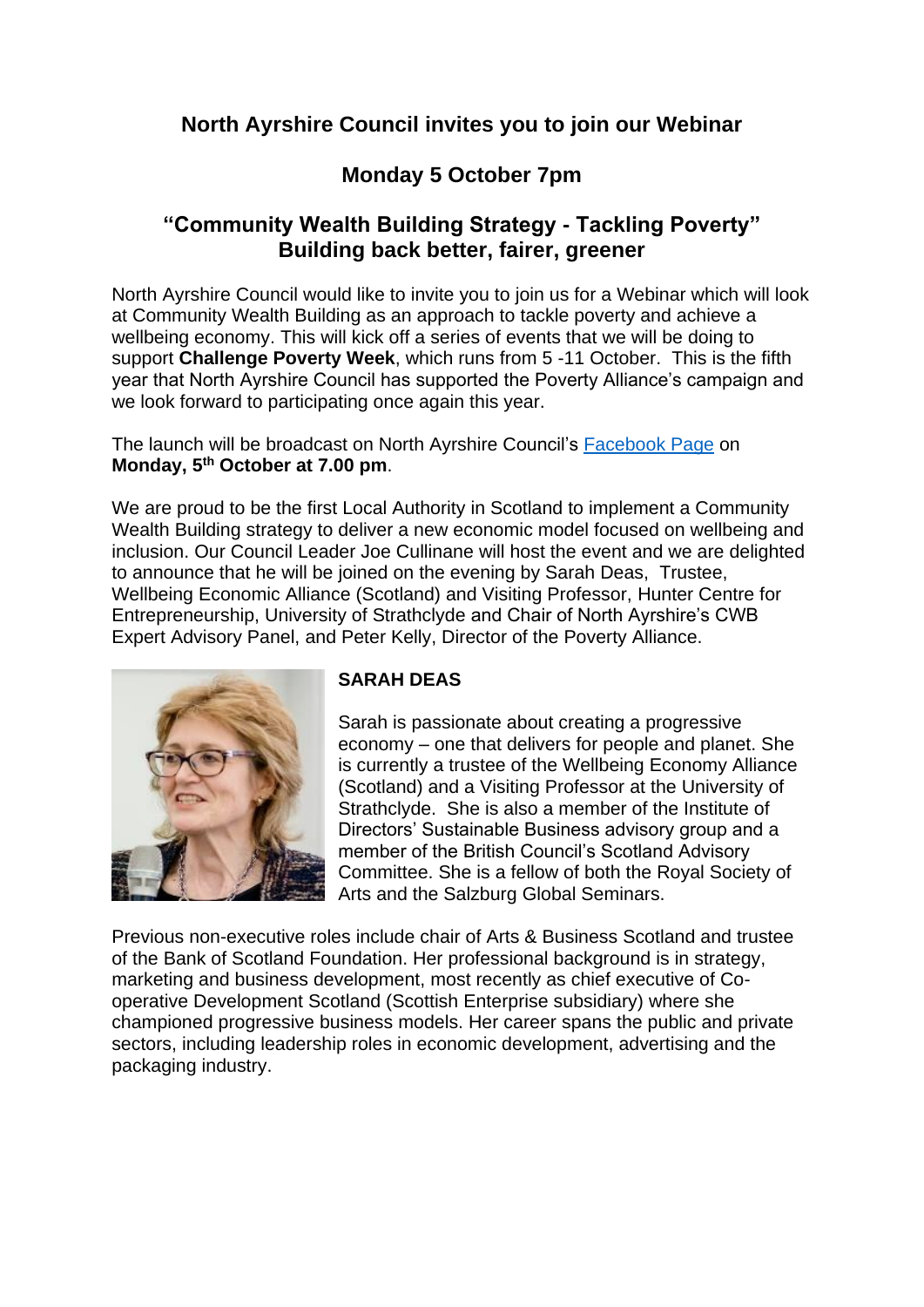## North Ayrshire Council invites you to join our Webinar

## Monday 5 October 7pm

## "Community Wealth Building Strategy - Tackling Poverty" Building back better, fairer, greener

North Ayrshire Council would like to invite you to join us for a Webinar which will look at Community Wealth Building as an approach to tackle poverty and achieve a wellbeing economy. This will kick off a series of events that we will be doing to support **Challenge Poverty Week**, which runs from 5 -11 October. This is the fifth year that North Ayrshire Council has supported the Poverty Alliance's campaign and we look forward to participating once again this year.

The launch will be broadcast on North Ayrshire Council's Facebook Page on **Monday, 5th October at 7.00 pm**.

We are proud to be the first Local Authority in Scotland to implement a Community Wealth Building strategy to deliver a new economic model focused on wellbeing and inclusion. Our Council Leader Joe Cullinane will host the event and we are delighted to announce that he will be joined on the evening by Sarah Deas, Trustee, Wellbeing Economic Alliance (Scotland) and Visiting Professor, Hunter Centre for Entrepreneurship, University of Strathclyde and Chair of North Ayrshire's CWB Expert Advisory Panel, and Peter Kelly, Director of the Poverty Alliance.

**SARAH DEAS**

Sarah is passionate about creating a progressive economy – one that delivers for people and planet. She is currently a trustee of the Wellbeing Economy Alliance (Scotland) and a Visiting Professor at the University of Strathclyde. She is also a member of the Institute of Directors' Sustainable Business advisory group and a member of the British Council's Scotland Advisory Committee. She is a fellow of both the Royal Society of Arts and the Salzburg Global Seminars.

Previous non-executive roles include chair of Arts & Business Scotland and trustee of the Bank of Scotland Foundation. Her professional background is in strategy, marketing and business development, most recently as chief executive of Co-operative Development Scotland (Scottish Enterprise subsidiary) where she championed progressive business models. Her career spans the public and private sectors, including leadership roles in economic development, advertising and the packaging industry.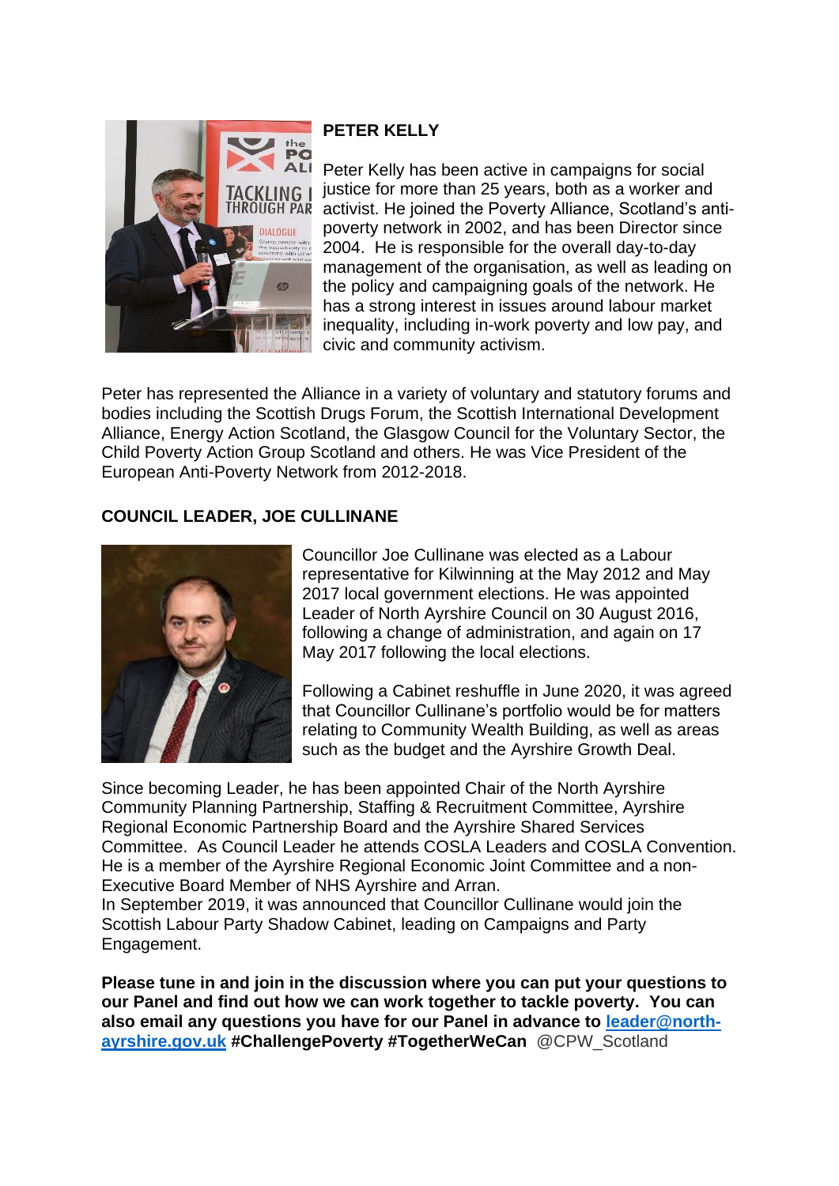**PETER KELLY**

Peter Kelly has been active in campaigns for social justice for more than 25 years, both as a worker and activist. He joined the Poverty Alliance, Scotland's anti-poverty network in 2002, and has been Director since 2004. He is responsible for the overall day-to-day management of the organisation, as well as leading on the policy and campaigning goals of the network. He has a strong interest in issues around labour market inequality, including in-work poverty and low pay, and civic and community activism.

Peter has represented the Alliance in a variety of voluntary and statutory forums and bodies including the Scottish Drugs Forum, the Scottish International Development Alliance, Energy Action Scotland, the Glasgow Council for the Voluntary Sector, the Child Poverty Action Group Scotland and others. He was Vice President of the European Anti-Poverty Network from 2012-2018.

**COUNCIL LEADER, JOE CULLINANE**

Councillor Joe Cullinane was elected as a Labour representative for Kilwinning at the May 2012 and May 2017 local government elections. He was appointed Leader of North Ayrshire Council on 30 August 2016, following a change of administration, and again on 17 May 2017 following the local elections.

Following a Cabinet reshuffle in June 2020, it was agreed that Councillor Cullinane's portfolio would be for matters relating to Community Wealth Building, as well as areas such as the budget and the Ayrshire Growth Deal.

Since becoming Leader, he has been appointed Chair of the North Ayrshire Community Planning Partnership, Staffing & Recruitment Committee, Ayrshire Regional Economic Partnership Board and the Ayrshire Shared Services Committee. As Council Leader he attends COSLA Leaders and COSLA Convention. He is a member of the Ayrshire Regional Economic Joint Committee and a non-Executive Board Member of NHS Ayrshire and Arran.
In September 2019, it was announced that Councillor Cullinane would join the Scottish Labour Party Shadow Cabinet, leading on Campaigns and Party Engagement.

**Please tune in and join in the discussion where you can put your questions to our Panel and find out how we can work together to tackle poverty. You can also email any questions you have for our Panel in advance to [leader@north-ayrshire.gov.uk](mailto:leader@north-ayrshire.gov.uk) #ChallengePoverty #TogetherWeCan** @CPW_Scotland